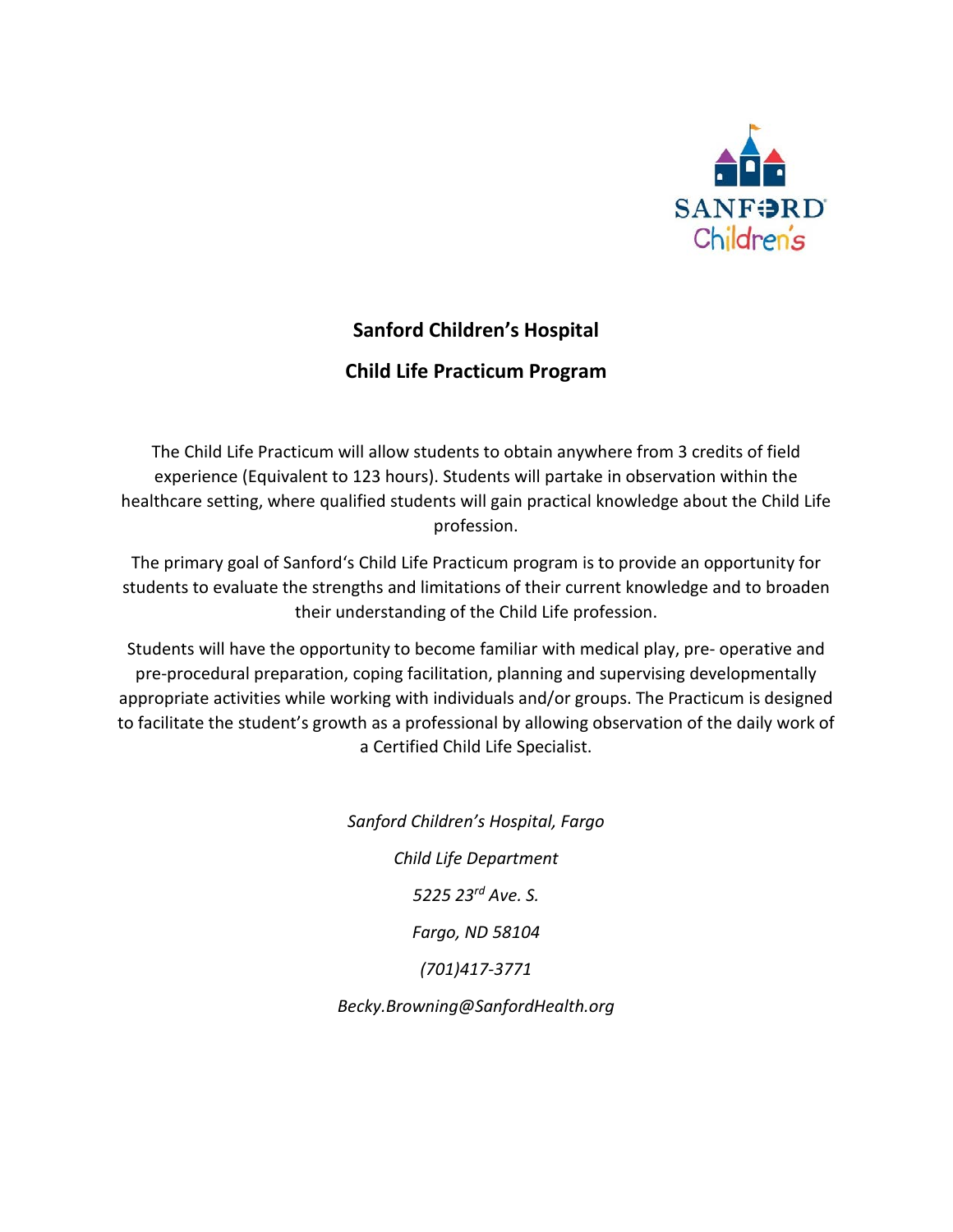# Sanford Children's Hospital

## Child Life Practicum Program

The Child Life Practicum will allow students to obtain anywhere from 3 credits of field experience (Equivalent to 123 hours). Students will partake in observation within the healthcare setting, where qualified students will gain practical knowledge about the Child Life profession.

The primary goal of Sanford's Child Life Practicum program is to provide an opportunity for students to evaluate the strengths and limitations of their current knowledge and to broaden their understanding of the Child Life profession.

Students will have the opportunity to become familiar with medical play, pre- operative and pre-procedural preparation, coping facilitation, planning and supervising developmentally appropriate activities while working with individuals and/or groups. The Practicum is designed to facilitate the student's growth as a professional by allowing observation of the daily work of a Certified Child Life Specialist.

*Sanford Children's Hospital, Fargo*

*Child Life Department*

*5225 23rd Ave. S.*

*Fargo, ND 58104*

*(701)417-3771*

*Becky.Browning@SanfordHealth.org*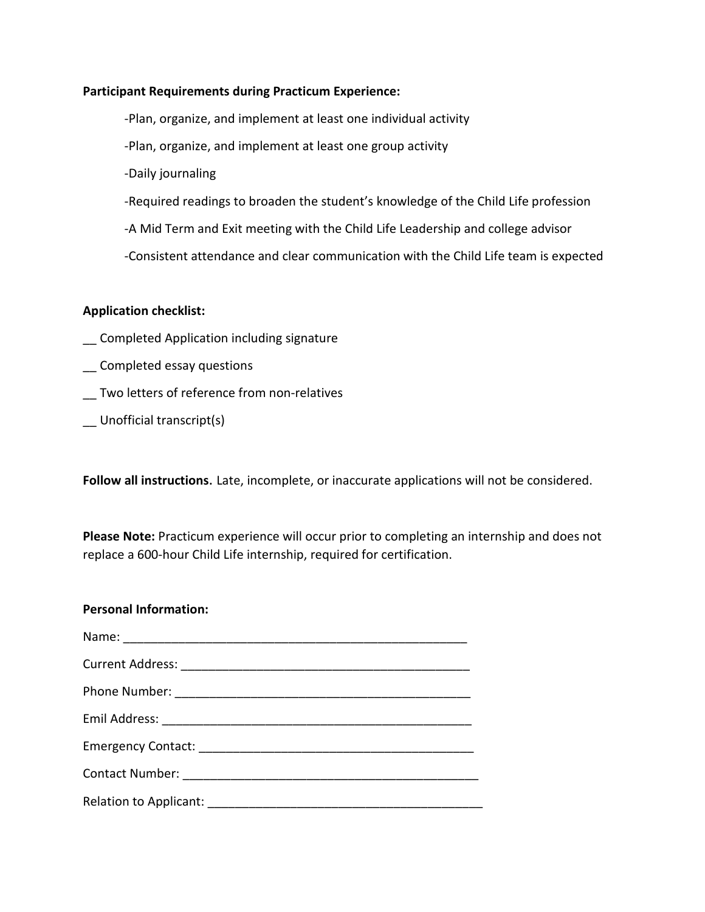**Participant Requirements during Practicum Experience:**

-Plan, organize, and implement at least one individual activity

-Plan, organize, and implement at least one group activity

-Daily journaling

-Required readings to broaden the student's knowledge of the Child Life profession

-A Mid Term and Exit meeting with the Child Life Leadership and college advisor

-Consistent attendance and clear communication with the Child Life team is expected

**Application checklist:**

__ Completed Application including signature

__ Completed essay questions

__ Two letters of reference from non-relatives

__ Unofficial transcript(s)

**Follow all instructions.** Late, incomplete, or inaccurate applications will not be considered.

**Please Note:** Practicum experience will occur prior to completing an internship and does not replace a 600-hour Child Life internship, required for certification.

**Personal Information:**

Name: ____________________________________________________

Current Address: ____________________________________________

Phone Number: _____________________________________________

Emil Address: ______________________________________________

Emergency Contact: _________________________________________

Contact Number: ____________________________________________

Relation to Applicant: ________________________________________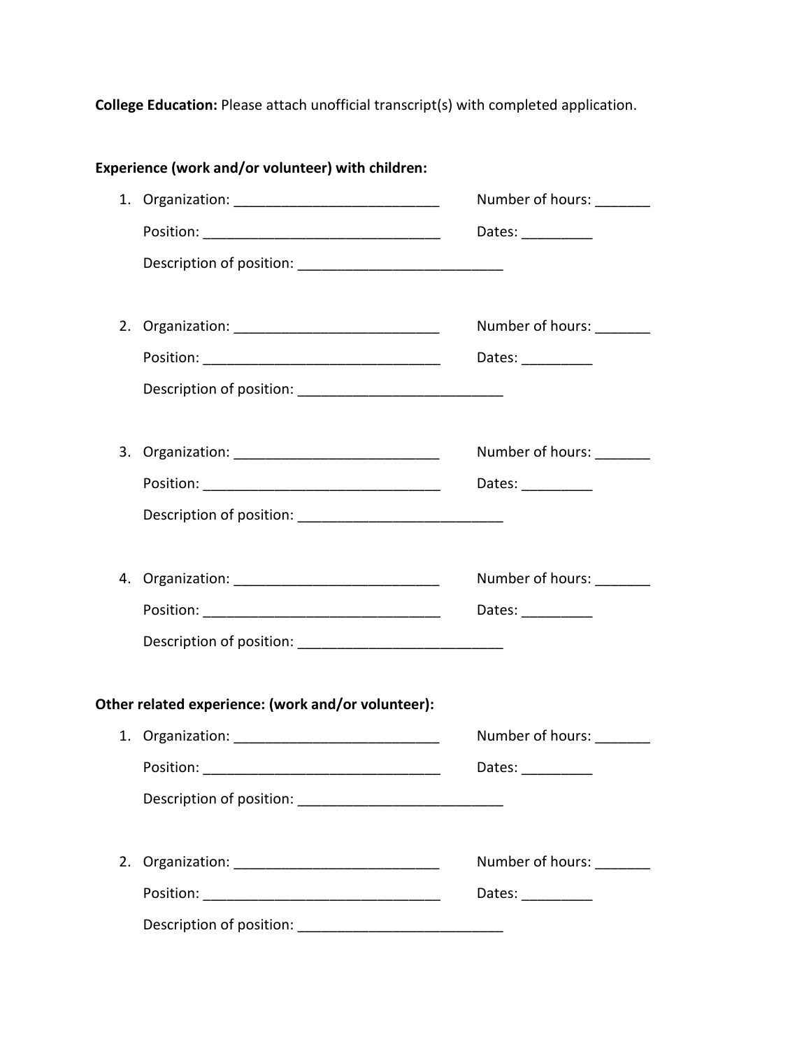**College Education:** Please attach unofficial transcript(s) with completed application.

**Experience (work and/or volunteer) with children:**

1. Organization: ___________________________ Number of hours: _______

   Position: _______________________________ Dates: _________

   Description of position: ___________________________

2. Organization: ___________________________ Number of hours: _______

   Position: _______________________________ Dates: _________

   Description of position: ___________________________

3. Organization: ___________________________ Number of hours: _______

   Position: _______________________________ Dates: _________

   Description of position: ___________________________

4. Organization: ___________________________ Number of hours: _______

   Position: _______________________________ Dates: _________

   Description of position: ___________________________

**Other related experience: (work and/or volunteer):**

1. Organization: ___________________________ Number of hours: _______

   Position: _______________________________ Dates: _________

   Description of position: ___________________________

2. Organization: ___________________________ Number of hours: _______

   Position: _______________________________ Dates: _________

   Description of position: ___________________________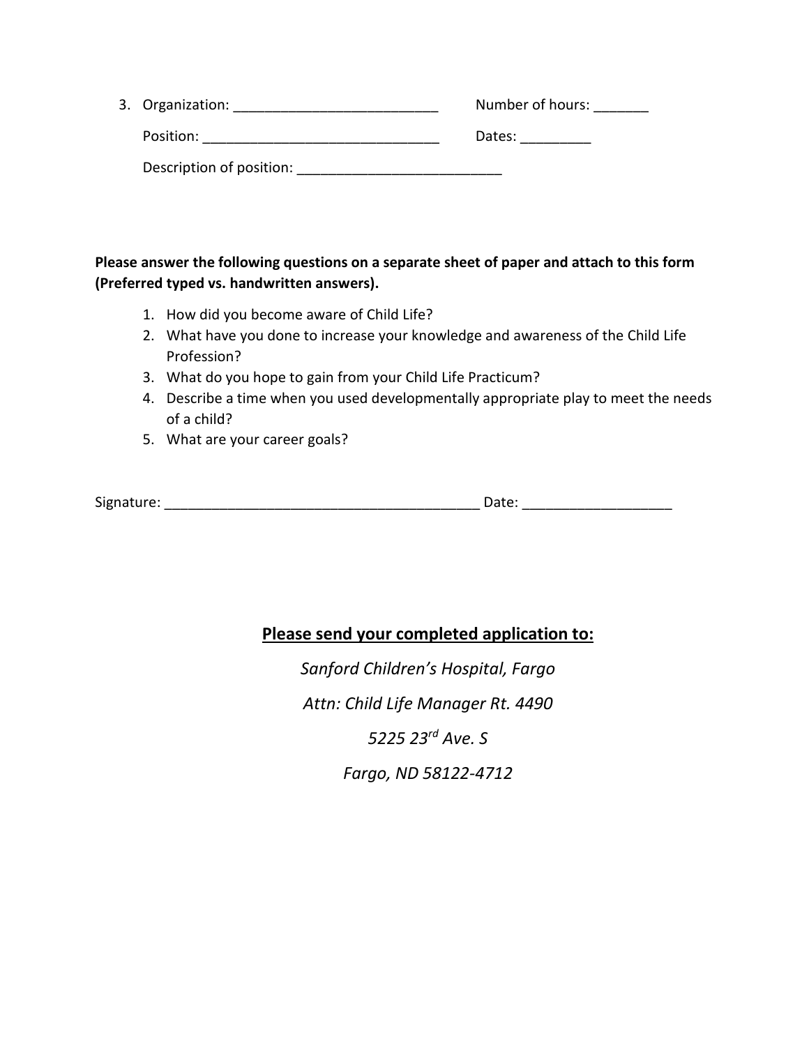3. Organization: __________________________ Number of hours: _______

   Position: ______________________________ Dates: _________

   Description of position: __________________________

**Please answer the following questions on a separate sheet of paper and attach to this form (Preferred typed vs. handwritten answers).**

1. How did you become aware of Child Life?
2. What have you done to increase your knowledge and awareness of the Child Life Profession?
3. What do you hope to gain from your Child Life Practicum?
4. Describe a time when you used developmentally appropriate play to meet the needs of a child?
5. What are your career goals?

Signature: ________________________________________ Date: ___________________

## **Please send your completed application to:**

*Sanford Children's Hospital, Fargo*

*Attn: Child Life Manager Rt. 4490*

*5225 23rd Ave. S*

*Fargo, ND 58122-4712*